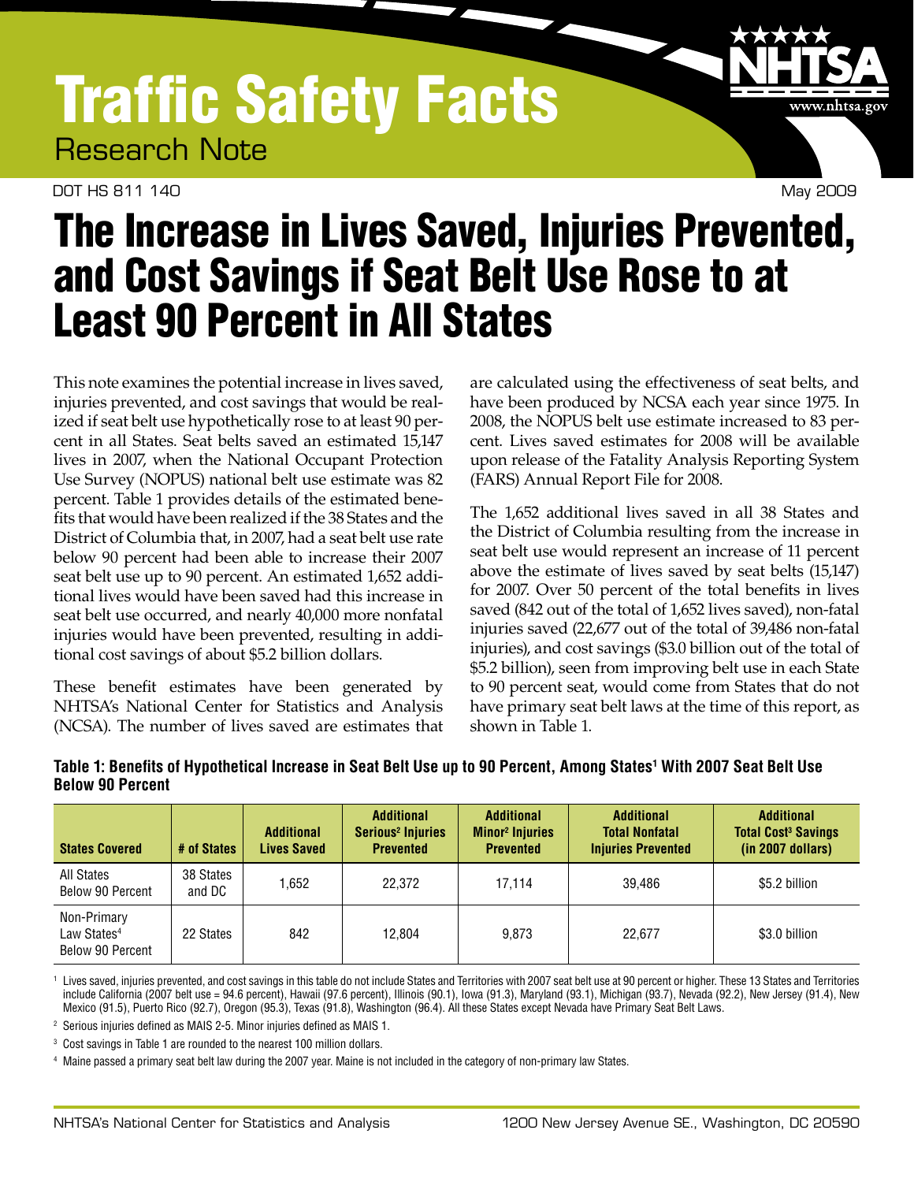# Traffic Safety Facts

Research Note

DOT HS 811 140 May 2009

# The Increase in Lives Saved, Injuries Prevented, and Cost Savings if Seat Belt Use Rose to at Least 90 Percent in All States

This note examines the potential increase in lives saved, injuries prevented, and cost savings that would be realized if seat belt use hypothetically rose to at least 90 percent in all States. Seat belts saved an estimated 15,147 lives in 2007, when the National Occupant Protection Use Survey (NOPUS) national belt use estimate was 82 percent. Table 1 provides details of the estimated benefits that would have been realized if the 38 States and the District of Columbia that, in 2007, had a seat belt use rate below 90 percent had been able to increase their 2007 seat belt use up to 90 percent. An estimated 1,652 additional lives would have been saved had this increase in seat belt use occurred, and nearly 40,000 more nonfatal injuries would have been prevented, resulting in additional cost savings of about $5.2 billion dollars.

These benefit estimates have been generated by NHTSA's National Center for Statistics and Analysis (NCSA). The number of lives saved are estimates that are calculated using the effectiveness of seat belts, and have been produced by NCSA each year since 1975. In 2008, the NOPUS belt use estimate increased to 83 percent. Lives saved estimates for 2008 will be available upon release of the Fatality Analysis Reporting System (FARS) Annual Report File for 2008.

The 1,652 additional lives saved in all 38 States and the District of Columbia resulting from the increase in seat belt use would represent an increase of 11 percent above the estimate of lives saved by seat belts (15,147) for 2007. Over 50 percent of the total benefits in lives saved (842 out of the total of 1,652 lives saved), non-fatal injuries saved (22,677 out of the total of 39,486 non-fatal injuries), and cost savings ($3.0 billion out of the total of $5.2 billion), seen from improving belt use in each State to 90 percent seat, would come from States that do not have primary seat belt laws at the time of this report, as shown in Table 1.

**Table 1: Benefits of Hypothetical Increase in Seat Belt Use up to 90 Percent, Among States[1] With 2007 Seat Belt Use Below 90 Percent**

| States Covered | # of States | Additional Lives Saved | Additional Serious[2] Injuries Prevented | Additional Minor[2] Injuries Prevented | Additional Total Nonfatal Injuries Prevented | Additional Total Cost[3] Savings (in 2007 dollars) |
|---|---|---|---|---|---|---|
| All States Below 90 Percent | 38 States and DC | 1,652 | 22,372 | 17,114 | 39,486 | $5.2 billion |
| Non-Primary Law States[4] Below 90 Percent | 22 States | 842 | 12,804 | 9,873 | 22,677 | $3.0 billion |

[1] Lives saved, injuries prevented, and cost savings in this table do not include States and Territories with 2007 seat belt use at 90 percent or higher. These 13 States and Territories include California (2007 belt use = 94.6 percent), Hawaii (97.6 percent), Illinois (90.1), Iowa (91.3), Maryland (93.1), Michigan (93.7), Nevada (92.2), New Jersey (91.4), New Mexico (91.5), Puerto Rico (92.7), Oregon (95.3), Texas (91.8), Washington (96.4). All these States except Nevada have Primary Seat Belt Laws.

[2] Serious injuries defined as MAIS 2-5. Minor injuries defined as MAIS 1.

[3] Cost savings in Table 1 are rounded to the nearest 100 million dollars.

[4] Maine passed a primary seat belt law during the 2007 year. Maine is not included in the category of non-primary law States.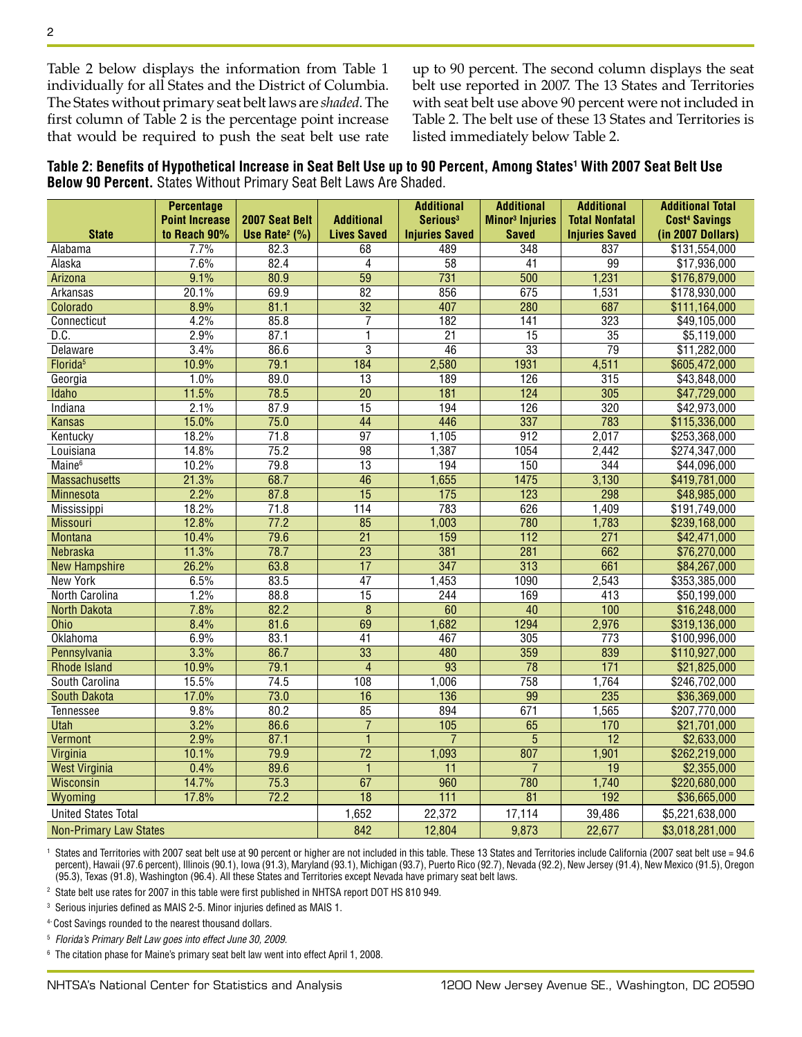Table 2 below displays the information from Table 1 individually for all States and the District of Columbia. The States without primary seat belt laws are *shaded*. The first column of Table 2 is the percentage point increase that would be required to push the seat belt use rate up to 90 percent. The second column displays the seat belt use reported in 2007. The 13 States and Territories with seat belt use above 90 percent were not included in Table 2. The belt use of these 13 States and Territories is listed immediately below Table 2.

**Table 2: Benefits of Hypothetical Increase in Seat Belt Use up to 90 Percent, Among States[1] With 2007 Seat Belt Use Below 90 Percent.** States Without Primary Seat Belt Laws Are Shaded.

| State | Percentage Point Increase to Reach 90% | 2007 Seat Belt Use Rate[2] (%) | Additional Lives Saved | Additional Serious[3] Injuries Saved | Additional Minor[3] Injuries Saved | Additional Total Nonfatal Injuries Saved | Additional Total Cost[4] Savings (in 2007 Dollars) |
|---|---|---|---|---|---|---|---|
| Alabama | 7.7% | 82.3 | 68 | 489 | 348 | 837 | $131,554,000 |
| Alaska | 7.6% | 82.4 | 4 | 58 | 41 | 99 | $17,936,000 |
| Arizona | 9.1% | 80.9 | 59 | 731 | 500 | 1,231 | $176,879,000 |
| Arkansas | 20.1% | 69.9 | 82 | 856 | 675 | 1,531 | $178,930,000 |
| Colorado | 8.9% | 81.1 | 32 | 407 | 280 | 687 | $111,164,000 |
| Connecticut | 4.2% | 85.8 | 7 | 182 | 141 | 323 | $49,105,000 |
| D.C. | 2.9% | 87.1 | 1 | 21 | 15 | 35 | $5,119,000 |
| Delaware | 3.4% | 86.6 | 3 | 46 | 33 | 79 | $11,282,000 |
| Florida[5] | 10.9% | 79.1 | 184 | 2,580 | 1931 | 4,511 | $605,472,000 |
| Georgia | 1.0% | 89.0 | 13 | 189 | 126 | 315 | $43,848,000 |
| Idaho | 11.5% | 78.5 | 20 | 181 | 124 | 305 | $47,729,000 |
| Indiana | 2.1% | 87.9 | 15 | 194 | 126 | 320 | $42,973,000 |
| Kansas | 15.0% | 75.0 | 44 | 446 | 337 | 783 | $115,336,000 |
| Kentucky | 18.2% | 71.8 | 97 | 1,105 | 912 | 2,017 | $253,368,000 |
| Louisiana | 14.8% | 75.2 | 98 | 1,387 | 1054 | 2,442 | $274,347,000 |
| Maine[6] | 10.2% | 79.8 | 13 | 194 | 150 | 344 | $44,096,000 |
| Massachusetts | 21.3% | 68.7 | 46 | 1,655 | 1475 | 3,130 | $419,781,000 |
| Minnesota | 2.2% | 87.8 | 15 | 175 | 123 | 298 | $48,985,000 |
| Mississippi | 18.2% | 71.8 | 114 | 783 | 626 | 1,409 | $191,749,000 |
| Missouri | 12.8% | 77.2 | 85 | 1,003 | 780 | 1,783 | $239,168,000 |
| Montana | 10.4% | 79.6 | 21 | 159 | 112 | 271 | $42,471,000 |
| Nebraska | 11.3% | 78.7 | 23 | 381 | 281 | 662 | $76,270,000 |
| New Hampshire | 26.2% | 63.8 | 17 | 347 | 313 | 661 | $84,267,000 |
| New York | 6.5% | 83.5 | 47 | 1,453 | 1090 | 2,543 | $353,385,000 |
| North Carolina | 1.2% | 88.8 | 15 | 244 | 169 | 413 | $50,199,000 |
| North Dakota | 7.8% | 82.2 | 8 | 60 | 40 | 100 | $16,248,000 |
| Ohio | 8.4% | 81.6 | 69 | 1,682 | 1294 | 2,976 | $319,136,000 |
| Oklahoma | 6.9% | 83.1 | 41 | 467 | 305 | 773 | $100,996,000 |
| Pennsylvania | 3.3% | 86.7 | 33 | 480 | 359 | 839 | $110,927,000 |
| Rhode Island | 10.9% | 79.1 | 4 | 93 | 78 | 171 | $21,825,000 |
| South Carolina | 15.5% | 74.5 | 108 | 1,006 | 758 | 1,764 | $246,702,000 |
| South Dakota | 17.0% | 73.0 | 16 | 136 | 99 | 235 | $36,369,000 |
| Tennessee | 9.8% | 80.2 | 85 | 894 | 671 | 1,565 | $207,770,000 |
| Utah | 3.2% | 86.6 | 7 | 105 | 65 | 170 | $21,701,000 |
| Vermont | 2.9% | 87.1 | 1 | 7 | 5 | 12 | $2,633,000 |
| Virginia | 10.1% | 79.9 | 72 | 1,093 | 807 | 1,901 | $262,219,000 |
| West Virginia | 0.4% | 89.6 | 1 | 11 | 7 | 19 | $2,355,000 |
| Wisconsin | 14.7% | 75.3 | 67 | 960 | 780 | 1,740 | $220,680,000 |
| Wyoming | 17.8% | 72.2 | 18 | 111 | 81 | 192 | $36,665,000 |
| United States Total | | | 1,652 | 22,372 | 17,114 | 39,486 | $5,221,638,000 |
| Non-Primary Law States | | | 842 | 12,804 | 9,873 | 22,677 | $3,018,281,000 |

[1] States and Territories with 2007 seat belt use at 90 percent or higher are not included in this table. These 13 States and Territories include California (2007 seat belt use = 94.6 percent), Hawaii (97.6 percent), Illinois (90.1), Iowa (91.3), Maryland (93.1), Michigan (93.7), Puerto Rico (92.7), Nevada (92.2), New Jersey (91.4), New Mexico (91.5), Oregon (95.3), Texas (91.8), Washington (96.4). All these States and Territories except Nevada have primary seat belt laws.

[2] State belt use rates for 2007 in this table were first published in NHTSA report DOT HS 810 949.

[3] Serious injuries defined as MAIS 2-5. Minor injuries defined as MAIS 1.

[4] Cost Savings rounded to the nearest thousand dollars.

[5] *Florida's Primary Belt Law goes into effect June 30, 2009.*

[6] The citation phase for Maine's primary seat belt law went into effect April 1, 2008.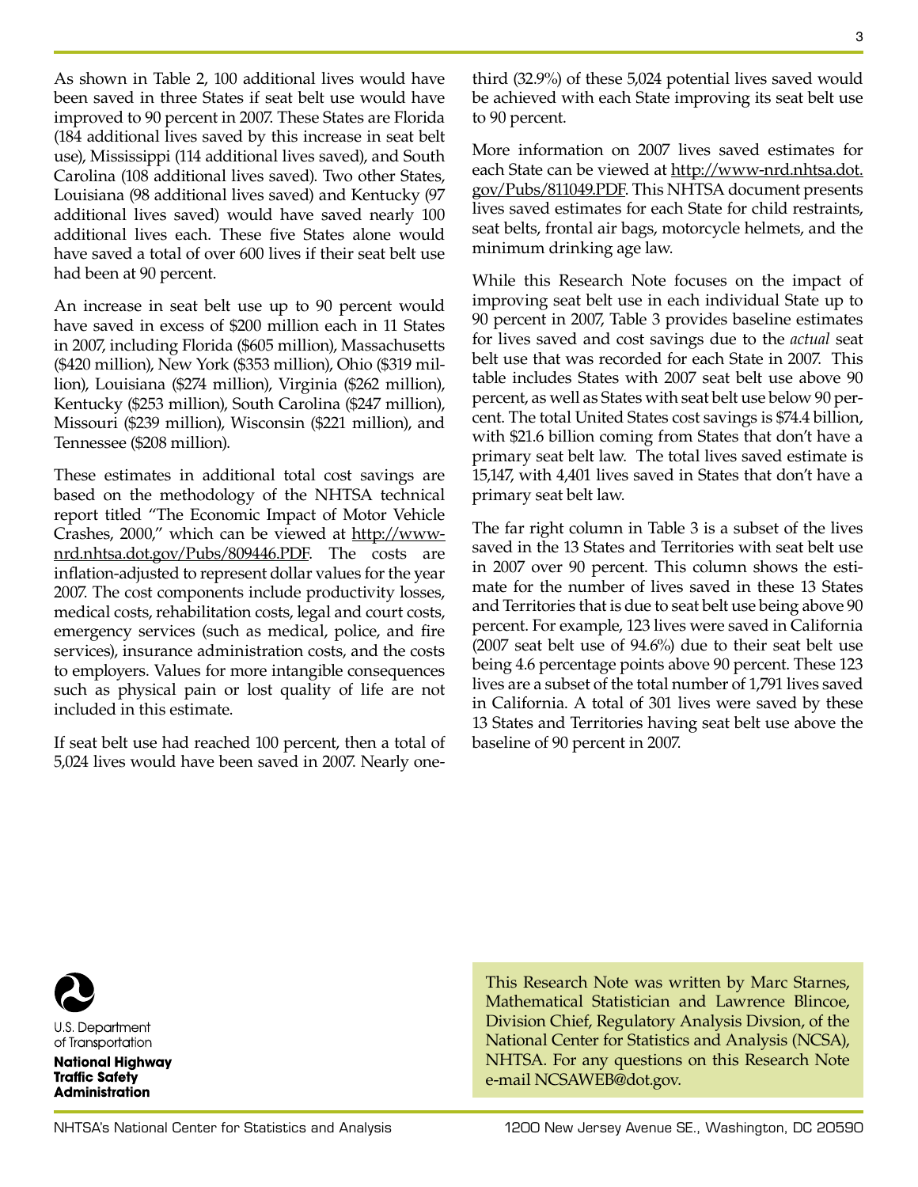As shown in Table 2, 100 additional lives would have been saved in three States if seat belt use would have improved to 90 percent in 2007. These States are Florida (184 additional lives saved by this increase in seat belt use), Mississippi (114 additional lives saved), and South Carolina (108 additional lives saved). Two other States, Louisiana (98 additional lives saved) and Kentucky (97 additional lives saved) would have saved nearly 100 additional lives each. These five States alone would have saved a total of over 600 lives if their seat belt use had been at 90 percent.

An increase in seat belt use up to 90 percent would have saved in excess of $200 million each in 11 States in 2007, including Florida ($605 million), Massachusetts ($420 million), New York ($353 million), Ohio ($319 million), Louisiana ($274 million), Virginia ($262 million), Kentucky ($253 million), South Carolina ($247 million), Missouri ($239 million), Wisconsin ($221 million), and Tennessee ($208 million).

These estimates in additional total cost savings are based on the methodology of the NHTSA technical report titled "The Economic Impact of Motor Vehicle Crashes, 2000," which can be viewed at http://www-nrd.nhtsa.dot.gov/Pubs/809446.PDF. The costs are inflation-adjusted to represent dollar values for the year 2007. The cost components include productivity losses, medical costs, rehabilitation costs, legal and court costs, emergency services (such as medical, police, and fire services), insurance administration costs, and the costs to employers. Values for more intangible consequences such as physical pain or lost quality of life are not included in this estimate.

If seat belt use had reached 100 percent, then a total of 5,024 lives would have been saved in 2007. Nearly one-third (32.9%) of these 5,024 potential lives saved would be achieved with each State improving its seat belt use to 90 percent.

More information on 2007 lives saved estimates for each State can be viewed at http://www-nrd.nhtsa.dot.gov/Pubs/811049.PDF. This NHTSA document presents lives saved estimates for each State for child restraints, seat belts, frontal air bags, motorcycle helmets, and the minimum drinking age law.

While this Research Note focuses on the impact of improving seat belt use in each individual State up to 90 percent in 2007, Table 3 provides baseline estimates for lives saved and cost savings due to the *actual* seat belt use that was recorded for each State in 2007. This table includes States with 2007 seat belt use above 90 percent, as well as States with seat belt use below 90 percent. The total United States cost savings is $74.4 billion, with $21.6 billion coming from States that don't have a primary seat belt law. The total lives saved estimate is 15,147, with 4,401 lives saved in States that don't have a primary seat belt law.

The far right column in Table 3 is a subset of the lives saved in the 13 States and Territories with seat belt use in 2007 over 90 percent. This column shows the estimate for the number of lives saved in these 13 States and Territories that is due to seat belt use being above 90 percent. For example, 123 lives were saved in California (2007 seat belt use of 94.6%) due to their seat belt use being 4.6 percentage points above 90 percent. These 123 lives are a subset of the total number of 1,791 lives saved in California. A total of 301 lives were saved by these 13 States and Territories having seat belt use above the baseline of 90 percent in 2007.

U.S. Department of Transportation

**National Highway Traffic Safety Administration**

This Research Note was written by Marc Starnes, Mathematical Statistician and Lawrence Blincoe, Division Chief, Regulatory Analysis Divsion, of the National Center for Statistics and Analysis (NCSA), NHTSA. For any questions on this Research Note e-mail NCSAWEB@dot.gov.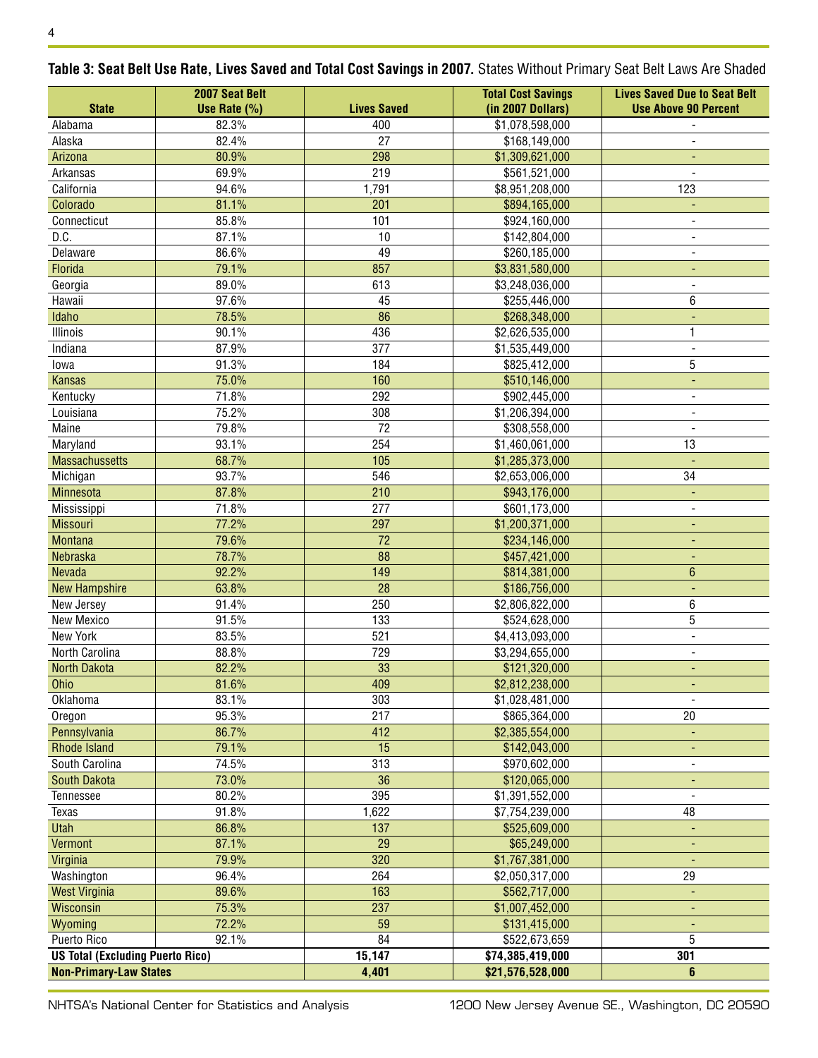**Table 3: Seat Belt Use Rate, Lives Saved and Total Cost Savings in 2007.** States Without Primary Seat Belt Laws Are Shaded

| State | 2007 Seat Belt Use Rate (%) | Lives Saved | Total Cost Savings (in 2007 Dollars) | Lives Saved Due to Seat Belt Use Above 90 Percent |
|---|---|---|---|---|
| Alabama | 82.3% | 400 | $1,078,598,000 | - |
| Alaska | 82.4% | 27 | $168,149,000 | - |
| Arizona | 80.9% | 298 | $1,309,621,000 | - |
| Arkansas | 69.9% | 219 | $561,521,000 | - |
| California | 94.6% | 1,791 | $8,951,208,000 | 123 |
| Colorado | 81.1% | 201 | $894,165,000 | - |
| Connecticut | 85.8% | 101 | $924,160,000 | - |
| D.C. | 87.1% | 10 | $142,804,000 | - |
| Delaware | 86.6% | 49 | $260,185,000 | - |
| Florida | 79.1% | 857 | $3,831,580,000 | - |
| Georgia | 89.0% | 613 | $3,248,036,000 | - |
| Hawaii | 97.6% | 45 | $255,446,000 | 6 |
| Idaho | 78.5% | 86 | $268,348,000 | - |
| Illinois | 90.1% | 436 | $2,626,535,000 | 1 |
| Indiana | 87.9% | 377 | $1,535,449,000 | - |
| Iowa | 91.3% | 184 | $825,412,000 | 5 |
| Kansas | 75.0% | 160 | $510,146,000 | - |
| Kentucky | 71.8% | 292 | $902,445,000 | - |
| Louisiana | 75.2% | 308 | $1,206,394,000 | - |
| Maine | 79.8% | 72 | $308,558,000 | - |
| Maryland | 93.1% | 254 | $1,460,061,000 | 13 |
| Massachussetts | 68.7% | 105 | $1,285,373,000 | - |
| Michigan | 93.7% | 546 | $2,653,006,000 | 34 |
| Minnesota | 87.8% | 210 | $943,176,000 | - |
| Mississippi | 71.8% | 277 | $601,173,000 | - |
| Missouri | 77.2% | 297 | $1,200,371,000 | - |
| Montana | 79.6% | 72 | $234,146,000 | - |
| Nebraska | 78.7% | 88 | $457,421,000 | - |
| Nevada | 92.2% | 149 | $814,381,000 | 6 |
| New Hampshire | 63.8% | 28 | $186,756,000 | - |
| New Jersey | 91.4% | 250 | $2,806,822,000 | 6 |
| New Mexico | 91.5% | 133 | $524,628,000 | 5 |
| New York | 83.5% | 521 | $4,413,093,000 | - |
| North Carolina | 88.8% | 729 | $3,294,655,000 | - |
| North Dakota | 82.2% | 33 | $121,320,000 | - |
| Ohio | 81.6% | 409 | $2,812,238,000 | - |
| Oklahoma | 83.1% | 303 | $1,028,481,000 | - |
| Oregon | 95.3% | 217 | $865,364,000 | 20 |
| Pennsylvania | 86.7% | 412 | $2,385,554,000 | - |
| Rhode Island | 79.1% | 15 | $142,043,000 | - |
| South Carolina | 74.5% | 313 | $970,602,000 | - |
| South Dakota | 73.0% | 36 | $120,065,000 | - |
| Tennessee | 80.2% | 395 | $1,391,552,000 | - |
| Texas | 91.8% | 1,622 | $7,754,239,000 | 48 |
| Utah | 86.8% | 137 | $525,609,000 | - |
| Vermont | 87.1% | 29 | $65,249,000 | - |
| Virginia | 79.9% | 320 | $1,767,381,000 | - |
| Washington | 96.4% | 264 | $2,050,317,000 | 29 |
| West Virginia | 89.6% | 163 | $562,717,000 | - |
| Wisconsin | 75.3% | 237 | $1,007,452,000 | - |
| Wyoming | 72.2% | 59 | $131,415,000 | - |
| Puerto Rico | 92.1% | 84 | $522,673,659 | 5 |
| **US Total (Excluding Puerto Rico)** | | **15,147** | **$74,385,419,000** | **301** |
| **Non-Primary-Law States** | | **4,401** | **$21,576,528,000** | **6** |

NHTSA's National Center for Statistics and Analysis 1200 New Jersey Avenue SE., Washington, DC 20590